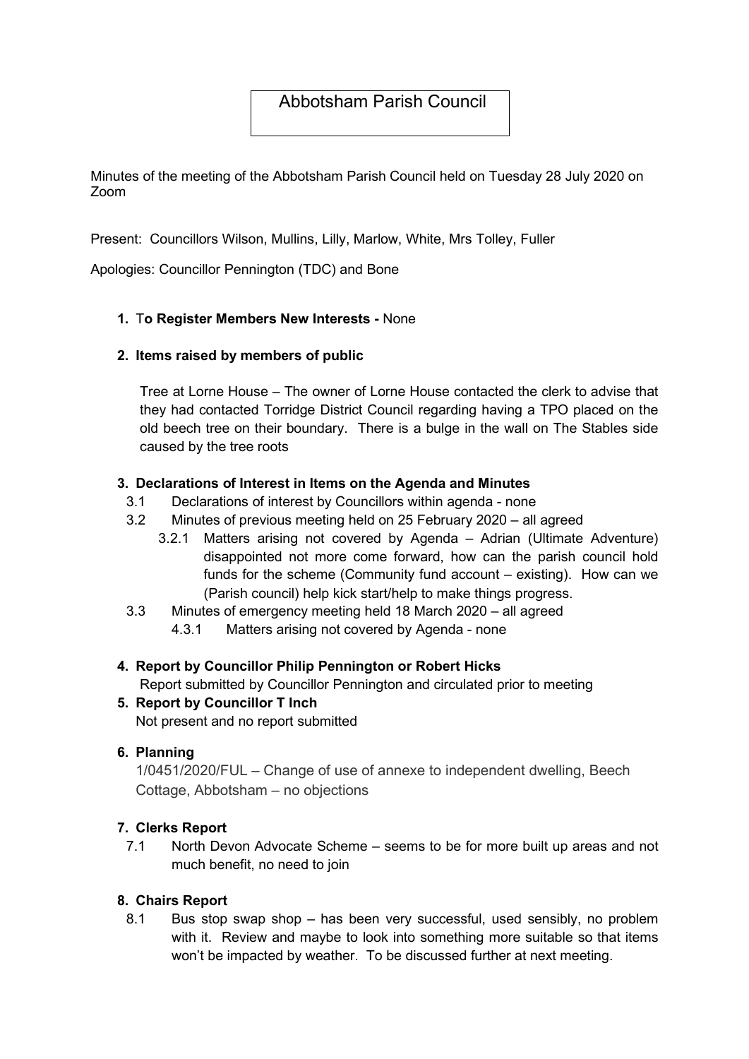# Abbotsham Parish Council

Minutes of the meeting of the Abbotsham Parish Council held on Tuesday 28 July 2020 on Zoom

Present: Councillors Wilson, Mullins, Lilly, Marlow, White, Mrs Tolley, Fuller

Apologies: Councillor Pennington (TDC) and Bone

1. **To Register Members New Interests -** None

2. **Items raised by members of public**

   Tree at Lorne House – The owner of Lorne House contacted the clerk to advise that they had contacted Torridge District Council regarding having a TPO placed on the old beech tree on their boundary. There is a bulge in the wall on The Stables side caused by the tree roots

3. **Declarations of Interest in Items on the Agenda and Minutes**
   - 3.1 Declarations of interest by Councillors within agenda - none
   - 3.2 Minutes of previous meeting held on 25 February 2020 – all agreed
     - 3.2.1 Matters arising not covered by Agenda – Adrian (Ultimate Adventure) disappointed not more come forward, how can the parish council hold funds for the scheme (Community fund account – existing). How can we (Parish council) help kick start/help to make things progress.
   - 3.3 Minutes of emergency meeting held 18 March 2020 – all agreed
     - 4.3.1 Matters arising not covered by Agenda - none

4. **Report by Councillor Philip Pennington or Robert Hicks**

   Report submitted by Councillor Pennington and circulated prior to meeting

5. **Report by Councillor T Inch**

   Not present and no report submitted

6. **Planning**

   1/0451/2020/FUL – Change of use of annexe to independent dwelling, Beech Cottage, Abbotsham – no objections

7. **Clerks Report**
   - 7.1 North Devon Advocate Scheme – seems to be for more built up areas and not much benefit, no need to join

8. **Chairs Report**
   - 8.1 Bus stop swap shop – has been very successful, used sensibly, no problem with it. Review and maybe to look into something more suitable so that items won't be impacted by weather. To be discussed further at next meeting.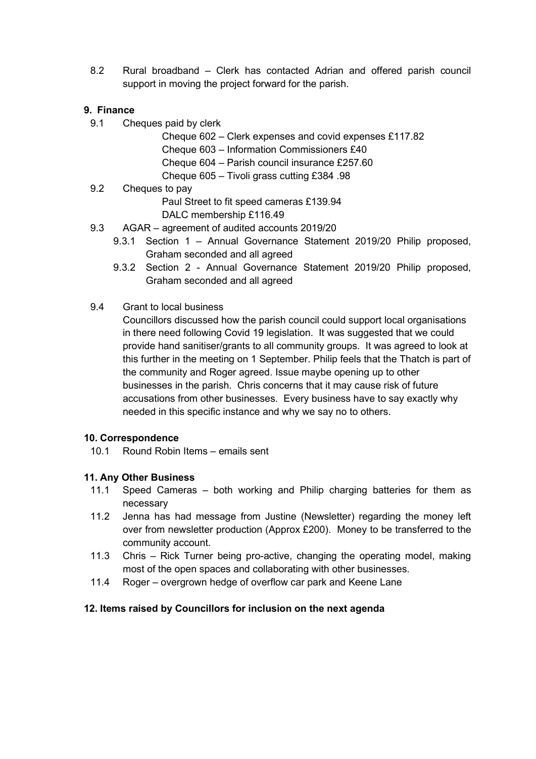8.2 Rural broadband – Clerk has contacted Adrian and offered parish council support in moving the project forward for the parish.

**9. Finance**

9.1 Cheques paid by clerk

Cheque 602 – Clerk expenses and covid expenses £117.82
Cheque 603 – Information Commissioners £40
Cheque 604 – Parish council insurance £257.60
Cheque 605 – Tivoli grass cutting £384 .98

9.2 Cheques to pay

Paul Street to fit speed cameras £139.94
DALC membership £116.49

9.3 AGAR – agreement of audited accounts 2019/20

9.3.1 Section 1 – Annual Governance Statement 2019/20 Philip proposed, Graham seconded and all agreed

9.3.2 Section 2 - Annual Governance Statement 2019/20 Philip proposed, Graham seconded and all agreed

9.4 Grant to local business

Councillors discussed how the parish council could support local organisations in there need following Covid 19 legislation. It was suggested that we could provide hand sanitiser/grants to all community groups. It was agreed to look at this further in the meeting on 1 September. Philip feels that the Thatch is part of the community and Roger agreed. Issue maybe opening up to other businesses in the parish. Chris concerns that it may cause risk of future accusations from other businesses. Every business have to say exactly why needed in this specific instance and why we say no to others.

**10. Correspondence**

10.1 Round Robin Items – emails sent

**11. Any Other Business**

11.1 Speed Cameras – both working and Philip charging batteries for them as necessary

11.2 Jenna has had message from Justine (Newsletter) regarding the money left over from newsletter production (Approx £200). Money to be transferred to the community account.

11.3 Chris – Rick Turner being pro-active, changing the operating model, making most of the open spaces and collaborating with other businesses.

11.4 Roger – overgrown hedge of overflow car park and Keene Lane

**12. Items raised by Councillors for inclusion on the next agenda**